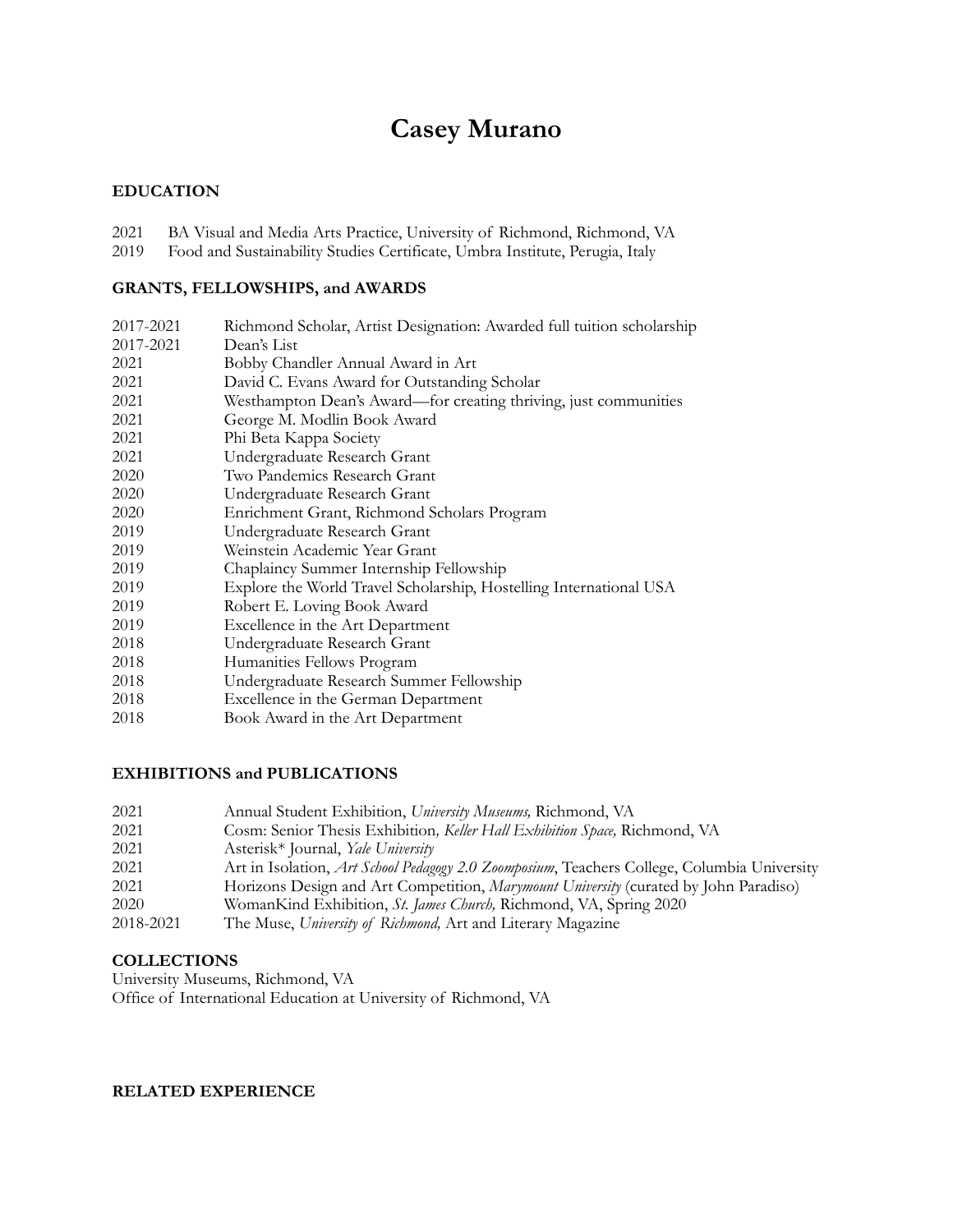# Casey Murano

## EDUCATION

2021 BA Visual and Media Arts Practice, University of Richmond, Richmond, VA
2019 Food and Sustainability Studies Certificate, Umbra Institute, Perugia, Italy

## GRANTS, FELLOWSHIPS, and AWARDS

2017-2021 Richmond Scholar, Artist Designation: Awarded full tuition scholarship
2017-2021 Dean's List
2021 Bobby Chandler Annual Award in Art
2021 David C. Evans Award for Outstanding Scholar
2021 Westhampton Dean's Award—for creating thriving, just communities
2021 George M. Modlin Book Award
2021 Phi Beta Kappa Society
2021 Undergraduate Research Grant
2020 Two Pandemics Research Grant
2020 Undergraduate Research Grant
2020 Enrichment Grant, Richmond Scholars Program
2019 Undergraduate Research Grant
2019 Weinstein Academic Year Grant
2019 Chaplaincy Summer Internship Fellowship
2019 Explore the World Travel Scholarship, Hostelling International USA
2019 Robert E. Loving Book Award
2019 Excellence in the Art Department
2018 Undergraduate Research Grant
2018 Humanities Fellows Program
2018 Undergraduate Research Summer Fellowship
2018 Excellence in the German Department
2018 Book Award in the Art Department

## EXHIBITIONS and PUBLICATIONS

2021 Annual Student Exhibition, *University Museums,* Richmond, VA
2021 Cosm: Senior Thesis Exhibition*, Keller Hall Exhibition Space,* Richmond, VA
2021 Asterisk* Journal, *Yale University*
2021 Art in Isolation, *Art School Pedagogy 2.0 Zoomposium*, Teachers College, Columbia University
2021 Horizons Design and Art Competition, *Marymount University* (curated by John Paradiso)
2020 WomanKind Exhibition, *St. James Church,* Richmond, VA, Spring 2020
2018-2021 The Muse, *University of Richmond,* Art and Literary Magazine

## COLLECTIONS

University Museums, Richmond, VA
Office of International Education at University of Richmond, VA

## RELATED EXPERIENCE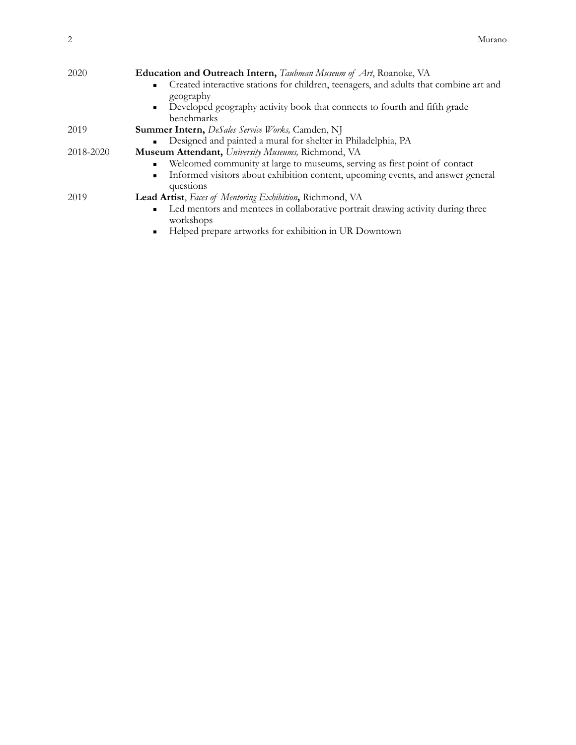2020 **Education and Outreach Intern,** *Taubman Museum of Art*, Roanoke, VA

- Created interactive stations for children, teenagers, and adults that combine art and geography
- Developed geography activity book that connects to fourth and fifth grade benchmarks

2019 **Summer Intern,** *DeSales Service Works,* Camden, NJ

- Designed and painted a mural for shelter in Philadelphia, PA

2018-2020 **Museum Attendant,** *University Museums,* Richmond, VA

- Welcomed community at large to museums, serving as first point of contact
- Informed visitors about exhibition content, upcoming events, and answer general questions

2019 **Lead Artist**, *Faces of Mentoring Exhibition***,** Richmond, VA

- Led mentors and mentees in collaborative portrait drawing activity during three workshops
- Helped prepare artworks for exhibition in UR Downtown